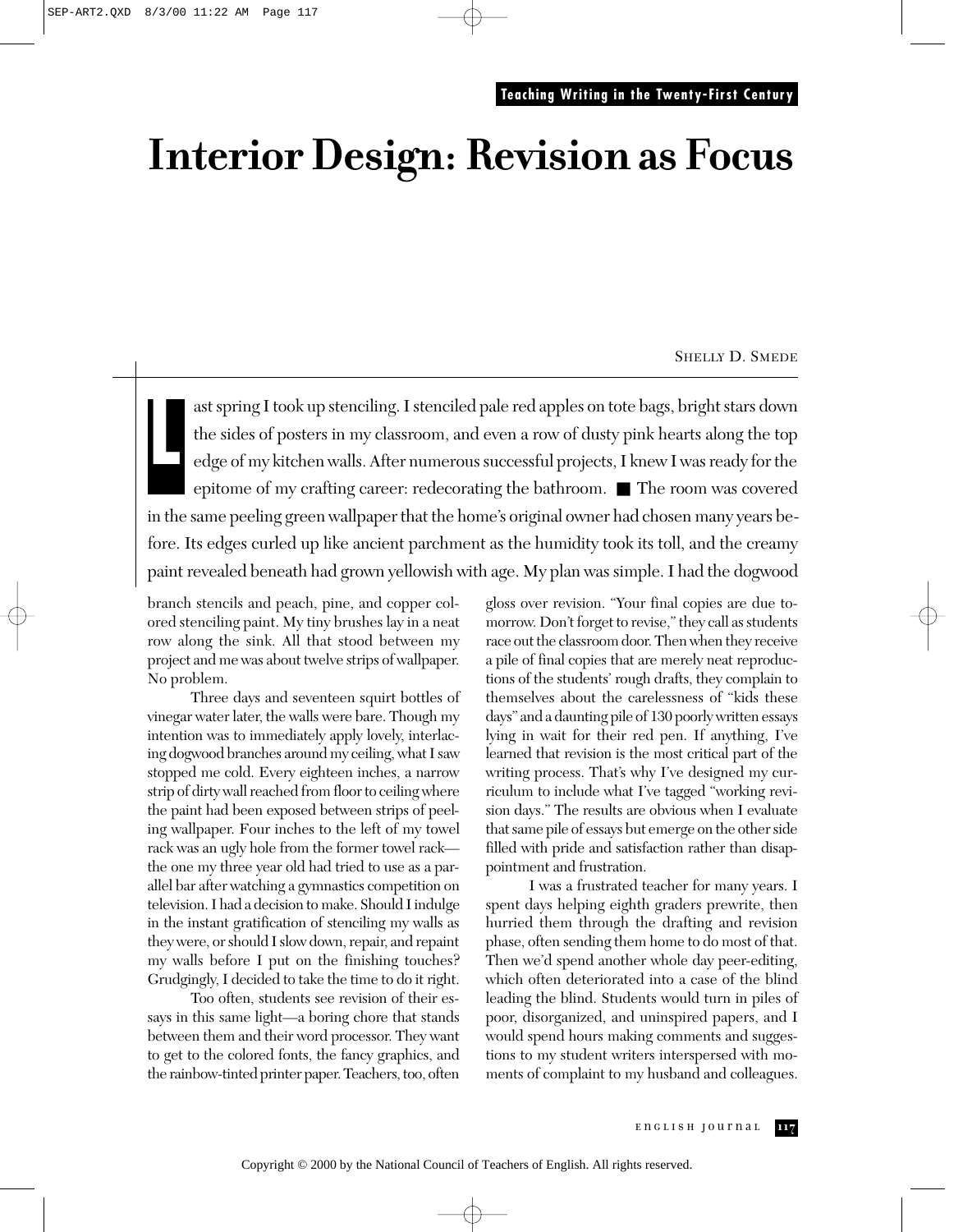# Interior Design: Revision as Focus

SHELLY D. SMEDE

Last spring I took up stenciling. I stenciled pale red apples on tote bags, bright stars down the sides of posters in my classroom, and even a row of dusty pink hearts along the top edge of my kitchen walls. After numerous successful projects, I knew I was ready for the epitome of my crafting career: redecorating the bathroom. ■ The room was covered in the same peeling green wallpaper that the home's original owner had chosen many years before. Its edges curled up like ancient parchment as the humidity took its toll, and the creamy paint revealed beneath had grown yellowish with age. My plan was simple. I had the dogwood branch stencils and peach, pine, and copper colored stenciling paint. My tiny brushes lay in a neat row along the sink. All that stood between my project and me was about twelve strips of wallpaper. No problem.

Three days and seventeen squirt bottles of vinegar water later, the walls were bare. Though my intention was to immediately apply lovely, interlacing dogwood branches around my ceiling, what I saw stopped me cold. Every eighteen inches, a narrow strip of dirty wall reached from floor to ceiling where the paint had been exposed between strips of peeling wallpaper. Four inches to the left of my towel rack was an ugly hole from the former towel rack—the one my three year old had tried to use as a parallel bar after watching a gymnastics competition on television. I had a decision to make. Should I indulge in the instant gratification of stenciling my walls as they were, or should I slow down, repair, and repaint my walls before I put on the finishing touches? Grudgingly, I decided to take the time to do it right.

Too often, students see revision of their essays in this same light—a boring chore that stands between them and their word processor. They want to get to the colored fonts, the fancy graphics, and the rainbow-tinted printer paper. Teachers, too, often gloss over revision. "Your final copies are due tomorrow. Don't forget to revise," they call as students race out the classroom door. Then when they receive a pile of final copies that are merely neat reproductions of the students' rough drafts, they complain to themselves about the carelessness of "kids these days" and a daunting pile of 130 poorly written essays lying in wait for their red pen. If anything, I've learned that revision is the most critical part of the writing process. That's why I've designed my curriculum to include what I've tagged "working revision days." The results are obvious when I evaluate that same pile of essays but emerge on the other side filled with pride and satisfaction rather than disappointment and frustration.

I was a frustrated teacher for many years. I spent days helping eighth graders prewrite, then hurried them through the drafting and revision phase, often sending them home to do most of that. Then we'd spend another whole day peer-editing, which often deteriorated into a case of the blind leading the blind. Students would turn in piles of poor, disorganized, and uninspired papers, and I would spend hours making comments and suggestions to my student writers interspersed with moments of complaint to my husband and colleagues.

Copyright © 2000 by the National Council of Teachers of English. All rights reserved.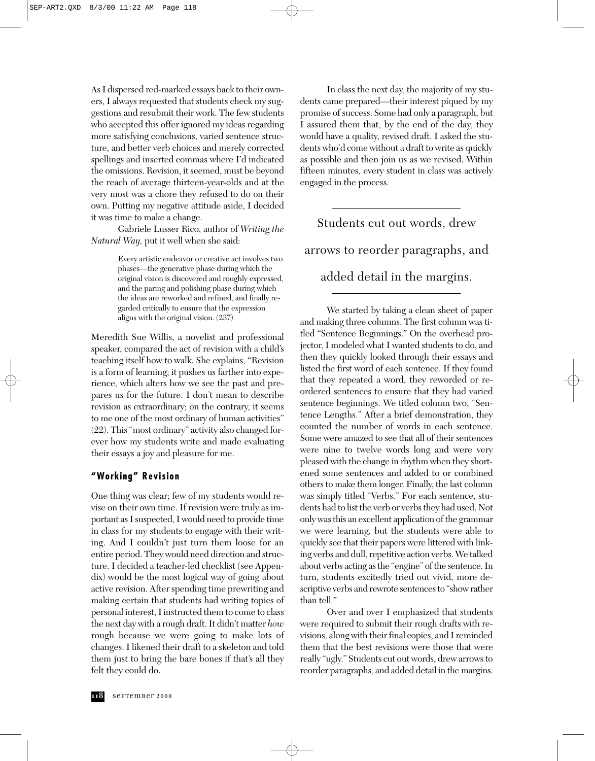As I dispersed red-marked essays back to their owners, I always requested that students check my suggestions and resubmit their work. The few students who accepted this offer ignored my ideas regarding more satisfying conclusions, varied sentence structure, and better verb choices and merely corrected spellings and inserted commas where I'd indicated the omissions. Revision, it seemed, must be beyond the reach of average thirteen-year-olds and at the very most was a chore they refused to do on their own. Putting my negative attitude aside, I decided it was time to make a change.

Gabriele Lusser Rico, author of *Writing the Natural Way,* put it well when she said:

> Every artistic endeavor or creative act involves two phases—the generative phase during which the original vision is discovered and roughly expressed, and the paring and polishing phase during which the ideas are reworked and refined, and finally regarded critically to ensure that the expression aligns with the original vision. (237)

Meredith Sue Willis, a novelist and professional speaker, compared the act of revision with a child's teaching itself how to walk. She explains, "Revision is a form of learning; it pushes us farther into experience, which alters how we see the past and prepares us for the future. I don't mean to describe revision as extraordinary; on the contrary, it seems to me one of the most ordinary of human activities" (22). This "most ordinary" activity also changed forever how my students write and made evaluating their essays a joy and pleasure for me.

## "Working" Revision

One thing was clear; few of my students would revise on their own time. If revision were truly as important as I suspected, I would need to provide time in class for my students to engage with their writing. And I couldn't just turn them loose for an entire period. They would need direction and structure. I decided a teacher-led checklist (see Appendix) would be the most logical way of going about active revision. After spending time prewriting and making certain that students had writing topics of personal interest, I instructed them to come to class the next day with a rough draft. It didn't matter *how* rough because we were going to make lots of changes. I likened their draft to a skeleton and told them just to bring the bare bones if that's all they felt they could do.

In class the next day, the majority of my students came prepared—their interest piqued by my promise of success. Some had only a paragraph, but I assured them that, by the end of the day, they would have a quality, revised draft. I asked the students who'd come without a draft to write as quickly as possible and then join us as we revised. Within fifteen minutes, every student in class was actively engaged in the process.

> Students cut out words, drew arrows to reorder paragraphs, and added detail in the margins.

We started by taking a clean sheet of paper and making three columns. The first column was titled "Sentence Beginnings." On the overhead projector, I modeled what I wanted students to do, and then they quickly looked through their essays and listed the first word of each sentence. If they found that they repeated a word, they reworded or reordered sentences to ensure that they had varied sentence beginnings. We titled column two, "Sentence Lengths." After a brief demonstration, they counted the number of words in each sentence. Some were amazed to see that all of their sentences were nine to twelve words long and were very pleased with the change in rhythm when they shortened some sentences and added to or combined others to make them longer. Finally, the last column was simply titled "Verbs." For each sentence, students had to list the verb or verbs they had used. Not only was this an excellent application of the grammar we were learning, but the students were able to quickly see that their papers were littered with linking verbs and dull, repetitive action verbs. We talked about verbs acting as the "engine" of the sentence. In turn, students excitedly tried out vivid, more descriptive verbs and rewrote sentences to "show rather than tell."

Over and over I emphasized that students were required to submit their rough drafts with revisions, along with their final copies, and I reminded them that the best revisions were those that were really "ugly." Students cut out words, drew arrows to reorder paragraphs, and added detail in the margins.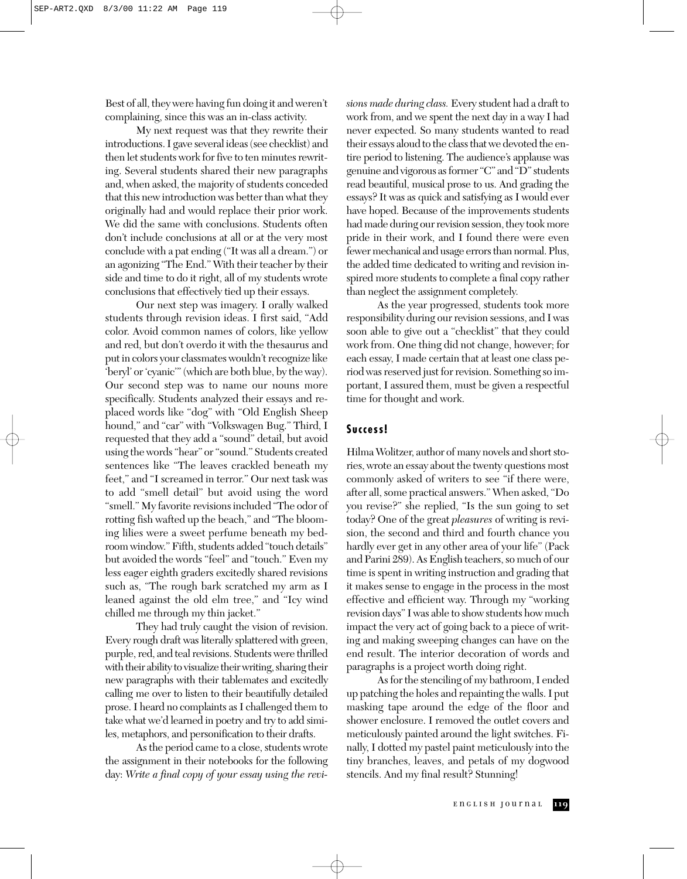Best of all, they were having fun doing it and weren't complaining, since this was an in-class activity.

My next request was that they rewrite their introductions. I gave several ideas (see checklist) and then let students work for five to ten minutes rewriting. Several students shared their new paragraphs and, when asked, the majority of students conceded that this new introduction was better than what they originally had and would replace their prior work. We did the same with conclusions. Students often don't include conclusions at all or at the very most conclude with a pat ending ("It was all a dream.") or an agonizing "The End." With their teacher by their side and time to do it right, all of my students wrote conclusions that effectively tied up their essays.

Our next step was imagery. I orally walked students through revision ideas. I first said, "Add color. Avoid common names of colors, like yellow and red, but don't overdo it with the thesaurus and put in colors your classmates wouldn't recognize like 'beryl' or 'cyanic'" (which are both blue, by the way). Our second step was to name our nouns more specifically. Students analyzed their essays and replaced words like "dog" with "Old English Sheep hound," and "car" with "Volkswagen Bug." Third, I requested that they add a "sound" detail, but avoid using the words "hear" or "sound." Students created sentences like "The leaves crackled beneath my feet," and "I screamed in terror." Our next task was to add "smell detail" but avoid using the word "smell." My favorite revisions included "The odor of rotting fish wafted up the beach," and "The blooming lilies were a sweet perfume beneath my bedroom window." Fifth, students added "touch details" but avoided the words "feel" and "touch." Even my less eager eighth graders excitedly shared revisions such as, "The rough bark scratched my arm as I leaned against the old elm tree," and "Icy wind chilled me through my thin jacket."

They had truly caught the vision of revision. Every rough draft was literally splattered with green, purple, red, and teal revisions. Students were thrilled with their ability to visualize their writing, sharing their new paragraphs with their tablemates and excitedly calling me over to listen to their beautifully detailed prose. I heard no complaints as I challenged them to take what we'd learned in poetry and try to add similes, metaphors, and personification to their drafts.

As the period came to a close, students wrote the assignment in their notebooks for the following day: *Write a final copy of your essay using the revisions made during class.* Every student had a draft to work from, and we spent the next day in a way I had never expected. So many students wanted to read their essays aloud to the class that we devoted the entire period to listening. The audience's applause was genuine and vigorous as former "C" and "D" students read beautiful, musical prose to us. And grading the essays? It was as quick and satisfying as I would ever have hoped. Because of the improvements students had made during our revision session, they took more pride in their work, and I found there were even fewer mechanical and usage errors than normal. Plus, the added time dedicated to writing and revision inspired more students to complete a final copy rather than neglect the assignment completely.

As the year progressed, students took more responsibility during our revision sessions, and I was soon able to give out a "checklist" that they could work from. One thing did not change, however; for each essay, I made certain that at least one class period was reserved just for revision. Something so important, I assured them, must be given a respectful time for thought and work.

## Success!

Hilma Wolitzer, author of many novels and short stories, wrote an essay about the twenty questions most commonly asked of writers to see "if there were, after all, some practical answers." When asked, "Do you revise?" she replied, "Is the sun going to set today? One of the great *pleasures* of writing is revision, the second and third and fourth chance you hardly ever get in any other area of your life" (Pack and Parini 289). As English teachers, so much of our time is spent in writing instruction and grading that it makes sense to engage in the process in the most effective and efficient way. Through my "working revision days" I was able to show students how much impact the very act of going back to a piece of writing and making sweeping changes can have on the end result. The interior decoration of words and paragraphs is a project worth doing right.

As for the stenciling of my bathroom, I ended up patching the holes and repainting the walls. I put masking tape around the edge of the floor and shower enclosure. I removed the outlet covers and meticulously painted around the light switches. Finally, I dotted my pastel paint meticulously into the tiny branches, leaves, and petals of my dogwood stencils. And my final result? Stunning!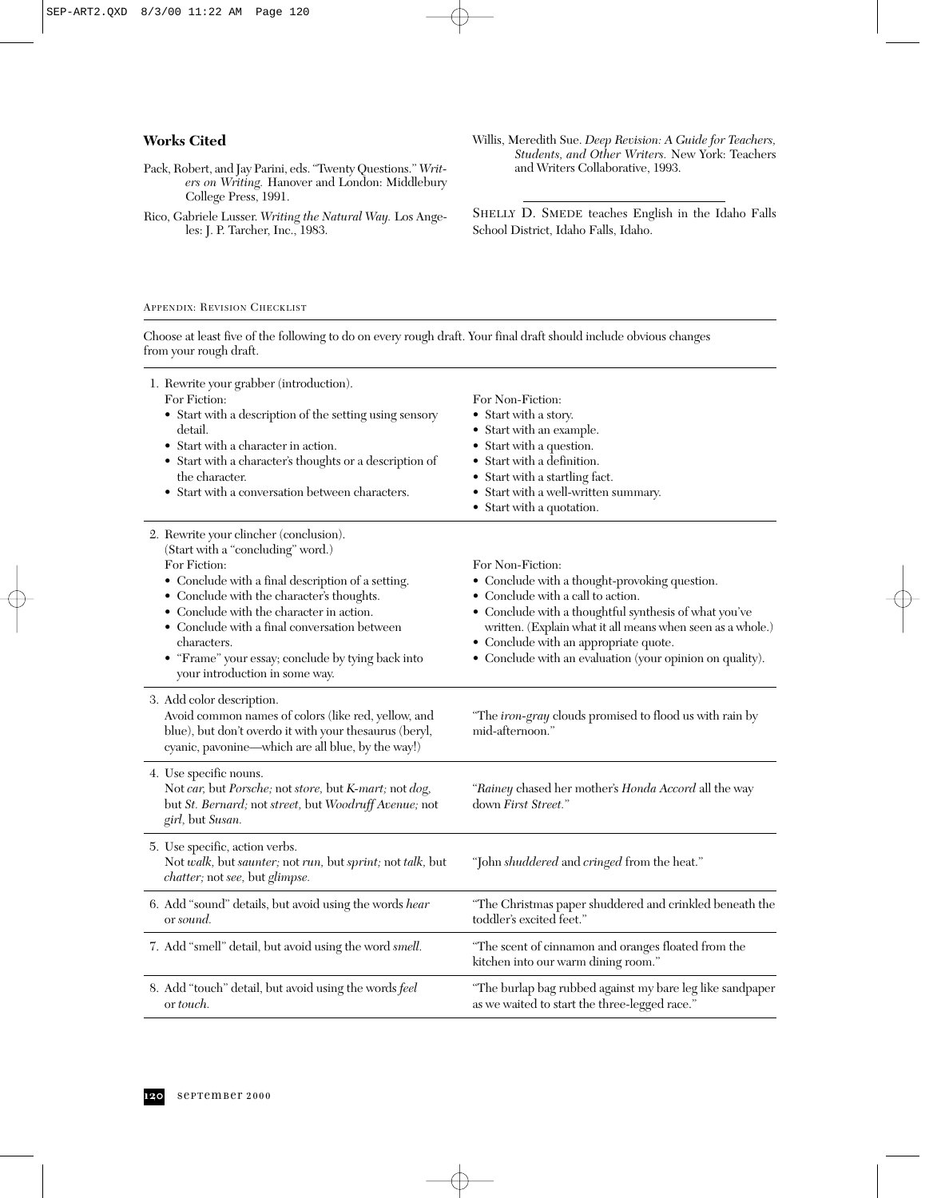## Works Cited

Pack, Robert, and Jay Parini, eds. "Twenty Questions." *Writers on Writing.* Hanover and London: Middlebury College Press, 1991.

Rico, Gabriele Lusser. *Writing the Natural Way.* Los Angeles: J. P. Tarcher, Inc., 1983.

Willis, Meredith Sue. *Deep Revision: A Guide for Teachers, Students, and Other Writers.* New York: Teachers and Writers Collaborative, 1993.

---

Shelly D. Smede teaches English in the Idaho Falls School District, Idaho Falls, Idaho.

### Appendix: Revision Checklist

Choose at least five of the following to do on every rough draft. Your final draft should include obvious changes from your rough draft.

1. Rewrite your grabber (introduction).

   For Fiction:
   - Start with a description of the setting using sensory detail.
   - Start with a character in action.
   - Start with a character's thoughts or a description of the character.
   - Start with a conversation between characters.

   For Non-Fiction:
   - Start with a story.
   - Start with an example.
   - Start with a question.
   - Start with a definition.
   - Start with a startling fact.
   - Start with a well-written summary.
   - Start with a quotation.

2. Rewrite your clincher (conclusion).
   (Start with a "concluding" word.)

   For Fiction:
   - Conclude with a final description of a setting.
   - Conclude with the character's thoughts.
   - Conclude with the character in action.
   - Conclude with a final conversation between characters.
   - "Frame" your essay; conclude by tying back into your introduction in some way.

   For Non-Fiction:
   - Conclude with a thought-provoking question.
   - Conclude with a call to action.
   - Conclude with a thoughtful synthesis of what you've written. (Explain what it all means when seen as a whole.)
   - Conclude with an appropriate quote.
   - Conclude with an evaluation (your opinion on quality).

3. Add color description.
   Avoid common names of colors (like red, yellow, and blue), but don't overdo it with your thesaurus (beryl, cyanic, pavonine—which are all blue, by the way!)

   "The *iron-gray* clouds promised to flood us with rain by mid-afternoon."

4. Use specific nouns.
   Not *car,* but *Porsche;* not *store,* but *K-mart;* not *dog,* but *St. Bernard;* not *street,* but *Woodruff Avenue;* not *girl,* but *Susan.*

   "*Rainey* chased her mother's *Honda Accord* all the way down *First Street.*"

5. Use specific, action verbs.
   Not *walk,* but *saunter;* not *run,* but *sprint;* not *talk,* but *chatter;* not *see,* but *glimpse.*

   "John *shuddered* and *cringed* from the heat."

6. Add "sound" details, but avoid using the words *hear* or *sound.*

   "The Christmas paper shuddered and crinkled beneath the toddler's excited feet."

7. Add "smell" detail, but avoid using the word *smell.*

   "The scent of cinnamon and oranges floated from the kitchen into our warm dining room."

8. Add "touch" detail, but avoid using the words *feel* or *touch.*

   "The burlap bag rubbed against my bare leg like sandpaper as we waited to start the three-legged race."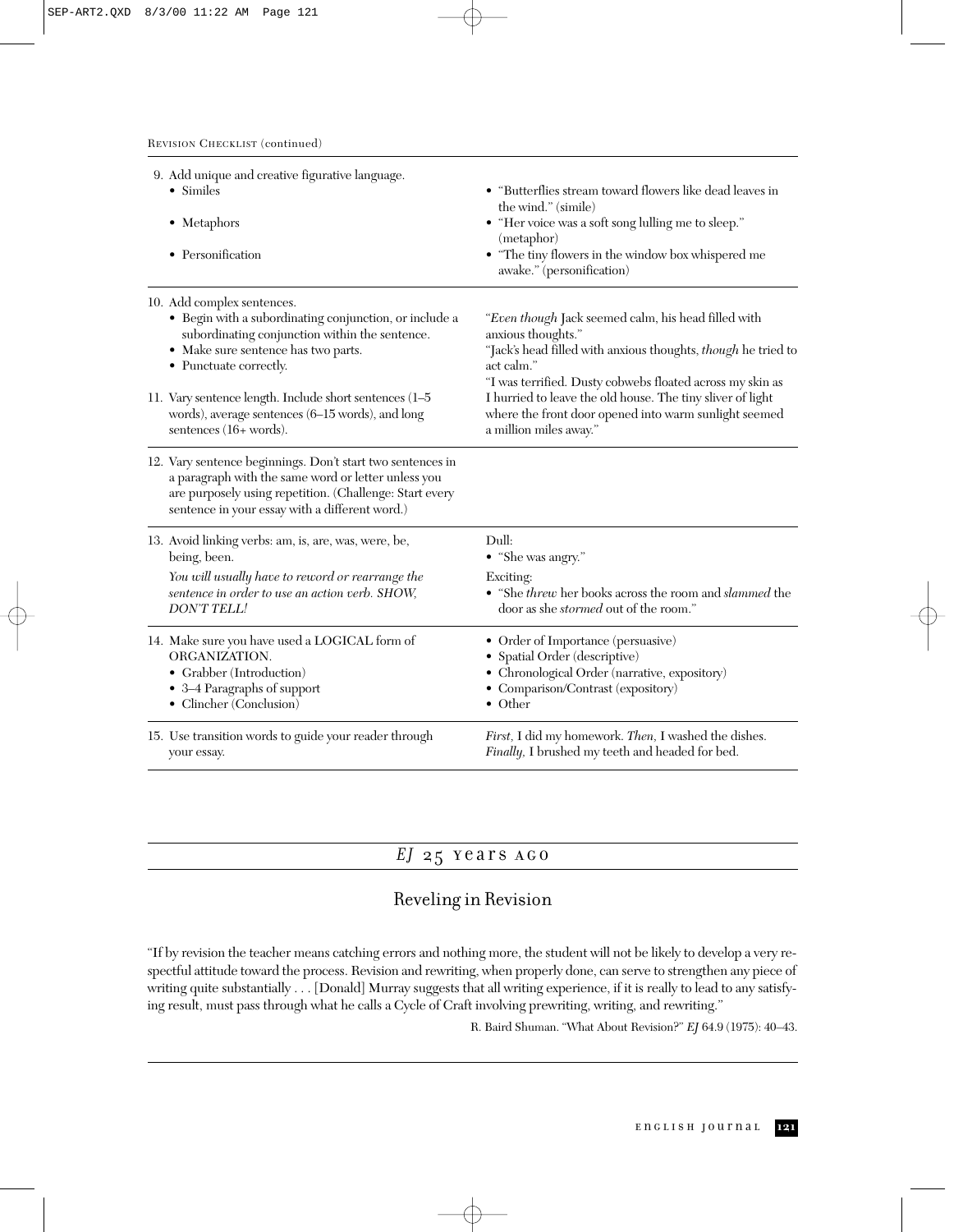Revision Checklist (continued)

| | |
|---|---|
| 9. Add unique and creative figurative language.<br>• Similes<br>• Metaphors<br>• Personification | • "Butterflies stream toward flowers like dead leaves in the wind." (simile)<br>• "Her voice was a soft song lulling me to sleep." (metaphor)<br>• "The tiny flowers in the window box whispered me awake." (personification) |
| 10. Add complex sentences.<br>• Begin with a subordinating conjunction, or include a subordinating conjunction within the sentence.<br>• Make sure sentence has two parts.<br>• Punctuate correctly. | "*Even though* Jack seemed calm, his head filled with anxious thoughts."<br>"Jack's head filled with anxious thoughts, *though* he tried to act calm." |
| 11. Vary sentence length. Include short sentences (1–5 words), average sentences (6–15 words), and long sentences (16+ words). | "I was terrified. Dusty cobwebs floated across my skin as I hurried to leave the old house. The tiny sliver of light where the front door opened into warm sunlight seemed a million miles away." |
| 12. Vary sentence beginnings. Don't start two sentences in a paragraph with the same word or letter unless you are purposely using repetition. (Challenge: Start every sentence in your essay with a different word.) | |
| 13. Avoid linking verbs: am, is, are, was, were, be, being, been.<br>*You will usually have to reword or rearrange the sentence in order to use an action verb. SHOW, DON'T TELL!* | Dull:<br>• "She was angry."<br>Exciting:<br>• "She *threw* her books across the room and *slammed* the door as she *stormed* out of the room." |
| 14. Make sure you have used a LOGICAL form of ORGANIZATION.<br>• Grabber (Introduction)<br>• 3–4 Paragraphs of support<br>• Clincher (Conclusion) | • Order of Importance (persuasive)<br>• Spatial Order (descriptive)<br>• Chronological Order (narrative, expository)<br>• Comparison/Contrast (expository)<br>• Other |
| 15. Use transition words to guide your reader through your essay. | *First,* I did my homework. *Then,* I washed the dishes. *Finally,* I brushed my teeth and headed for bed. |

## *EJ* 25 Years Ago

### Reveling in Revision

"If by revision the teacher means catching errors and nothing more, the student will not be likely to develop a very respectful attitude toward the process. Revision and rewriting, when properly done, can serve to strengthen any piece of writing quite substantially . . . [Donald] Murray suggests that all writing experience, if it is really to lead to any satisfying result, must pass through what he calls a Cycle of Craft involving prewriting, writing, and rewriting."

R. Baird Shuman. "What About Revision?" *EJ* 64.9 (1975): 40–43.